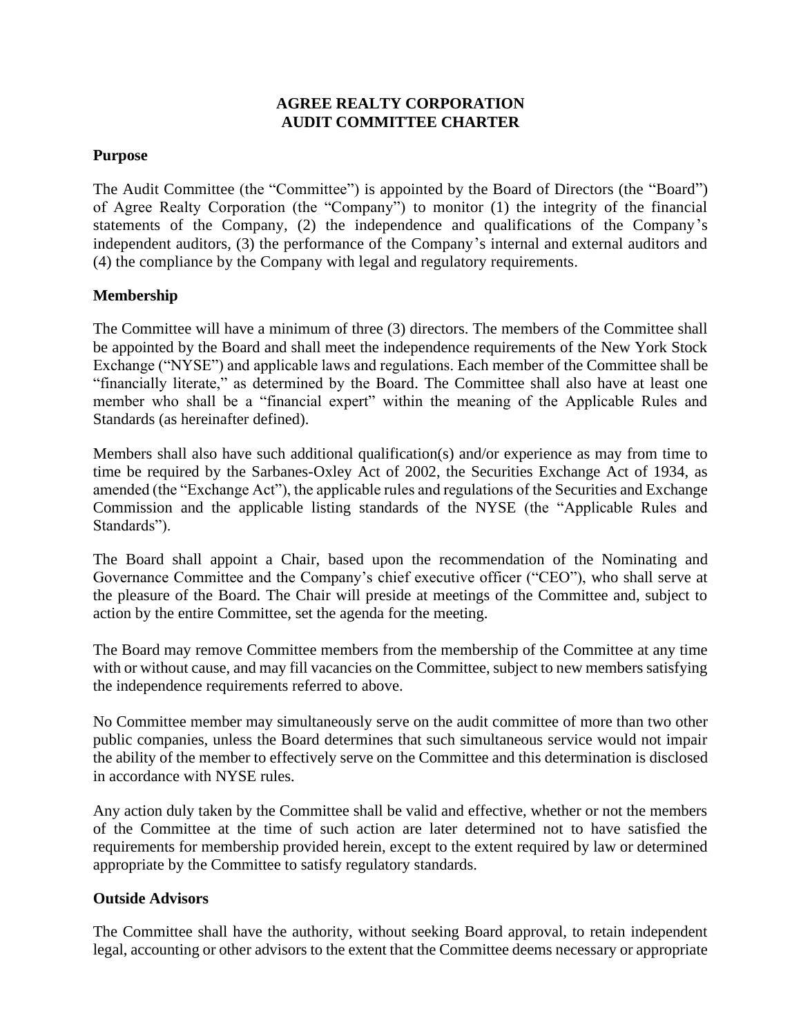# AGREE REALTY CORPORATION
# AUDIT COMMITTEE CHARTER

## Purpose

The Audit Committee (the "Committee") is appointed by the Board of Directors (the "Board") of Agree Realty Corporation (the "Company") to monitor (1) the integrity of the financial statements of the Company, (2) the independence and qualifications of the Company's independent auditors, (3) the performance of the Company's internal and external auditors and (4) the compliance by the Company with legal and regulatory requirements.

## Membership

The Committee will have a minimum of three (3) directors. The members of the Committee shall be appointed by the Board and shall meet the independence requirements of the New York Stock Exchange ("NYSE") and applicable laws and regulations. Each member of the Committee shall be "financially literate," as determined by the Board. The Committee shall also have at least one member who shall be a "financial expert" within the meaning of the Applicable Rules and Standards (as hereinafter defined).

Members shall also have such additional qualification(s) and/or experience as may from time to time be required by the Sarbanes-Oxley Act of 2002, the Securities Exchange Act of 1934, as amended (the "Exchange Act"), the applicable rules and regulations of the Securities and Exchange Commission and the applicable listing standards of the NYSE (the "Applicable Rules and Standards").

The Board shall appoint a Chair, based upon the recommendation of the Nominating and Governance Committee and the Company's chief executive officer ("CEO"), who shall serve at the pleasure of the Board. The Chair will preside at meetings of the Committee and, subject to action by the entire Committee, set the agenda for the meeting.

The Board may remove Committee members from the membership of the Committee at any time with or without cause, and may fill vacancies on the Committee, subject to new members satisfying the independence requirements referred to above.

No Committee member may simultaneously serve on the audit committee of more than two other public companies, unless the Board determines that such simultaneous service would not impair the ability of the member to effectively serve on the Committee and this determination is disclosed in accordance with NYSE rules.

Any action duly taken by the Committee shall be valid and effective, whether or not the members of the Committee at the time of such action are later determined not to have satisfied the requirements for membership provided herein, except to the extent required by law or determined appropriate by the Committee to satisfy regulatory standards.

## Outside Advisors

The Committee shall have the authority, without seeking Board approval, to retain independent legal, accounting or other advisors to the extent that the Committee deems necessary or appropriate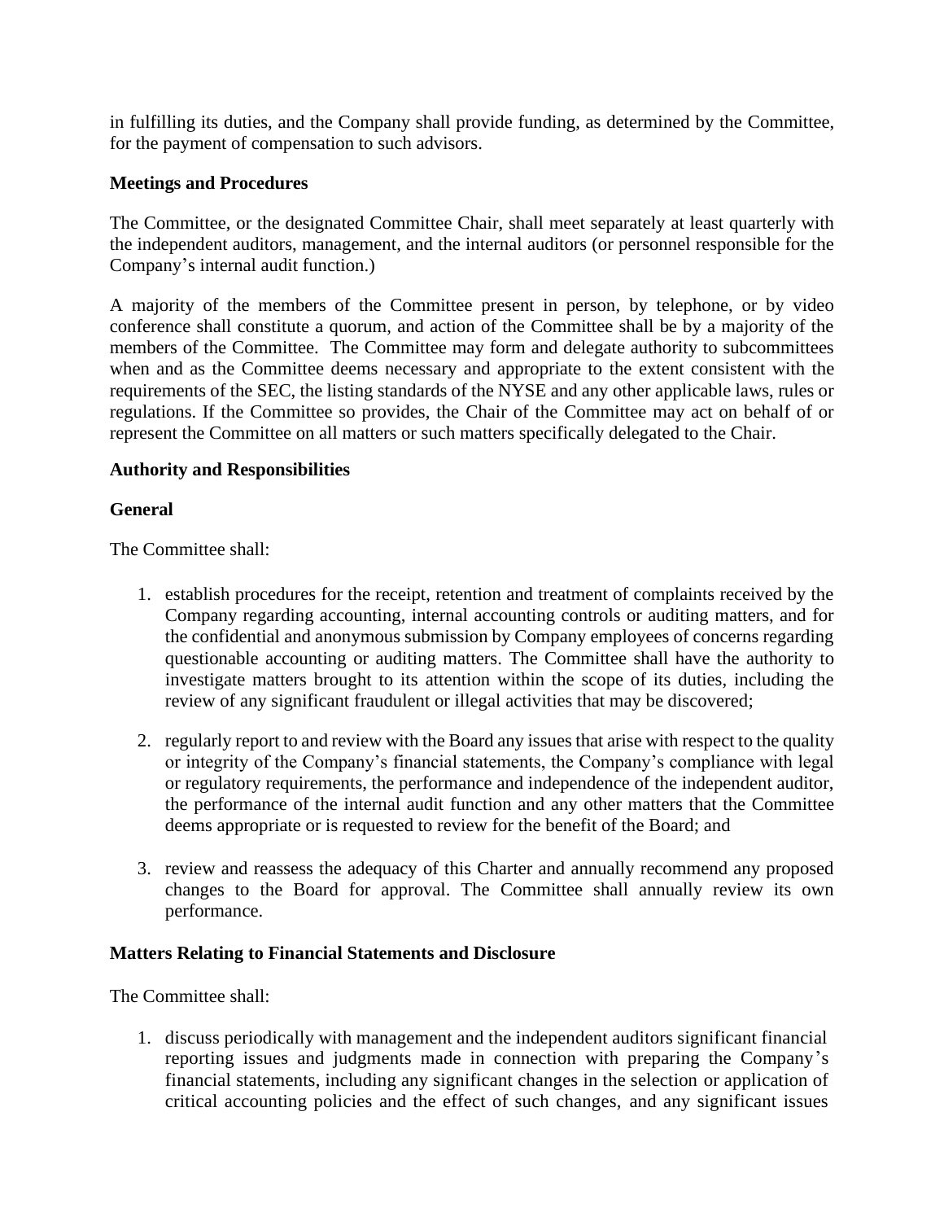in fulfilling its duties, and the Company shall provide funding, as determined by the Committee, for the payment of compensation to such advisors.

**Meetings and Procedures**

The Committee, or the designated Committee Chair, shall meet separately at least quarterly with the independent auditors, management, and the internal auditors (or personnel responsible for the Company's internal audit function.)

A majority of the members of the Committee present in person, by telephone, or by video conference shall constitute a quorum, and action of the Committee shall be by a majority of the members of the Committee. The Committee may form and delegate authority to subcommittees when and as the Committee deems necessary and appropriate to the extent consistent with the requirements of the SEC, the listing standards of the NYSE and any other applicable laws, rules or regulations. If the Committee so provides, the Chair of the Committee may act on behalf of or represent the Committee on all matters or such matters specifically delegated to the Chair.

**Authority and Responsibilities**

**General**

The Committee shall:

1. establish procedures for the receipt, retention and treatment of complaints received by the Company regarding accounting, internal accounting controls or auditing matters, and for the confidential and anonymous submission by Company employees of concerns regarding questionable accounting or auditing matters. The Committee shall have the authority to investigate matters brought to its attention within the scope of its duties, including the review of any significant fraudulent or illegal activities that may be discovered;

2. regularly report to and review with the Board any issues that arise with respect to the quality or integrity of the Company's financial statements, the Company's compliance with legal or regulatory requirements, the performance and independence of the independent auditor, the performance of the internal audit function and any other matters that the Committee deems appropriate or is requested to review for the benefit of the Board; and

3. review and reassess the adequacy of this Charter and annually recommend any proposed changes to the Board for approval. The Committee shall annually review its own performance.

**Matters Relating to Financial Statements and Disclosure**

The Committee shall:

1. discuss periodically with management and the independent auditors significant financial reporting issues and judgments made in connection with preparing the Company's financial statements, including any significant changes in the selection or application of critical accounting policies and the effect of such changes, and any significant issues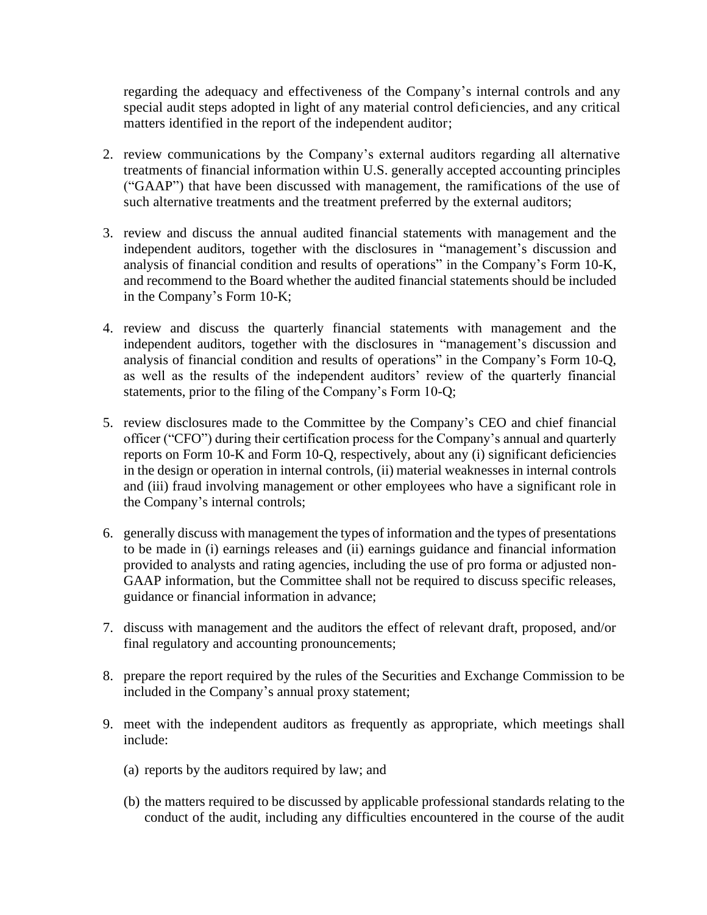regarding the adequacy and effectiveness of the Company's internal controls and any special audit steps adopted in light of any material control deficiencies, and any critical matters identified in the report of the independent auditor;

2. review communications by the Company's external auditors regarding all alternative treatments of financial information within U.S. generally accepted accounting principles ("GAAP") that have been discussed with management, the ramifications of the use of such alternative treatments and the treatment preferred by the external auditors;

3. review and discuss the annual audited financial statements with management and the independent auditors, together with the disclosures in "management's discussion and analysis of financial condition and results of operations" in the Company's Form 10-K, and recommend to the Board whether the audited financial statements should be included in the Company's Form 10-K;

4. review and discuss the quarterly financial statements with management and the independent auditors, together with the disclosures in "management's discussion and analysis of financial condition and results of operations" in the Company's Form 10-Q, as well as the results of the independent auditors' review of the quarterly financial statements, prior to the filing of the Company's Form 10-Q;

5. review disclosures made to the Committee by the Company's CEO and chief financial officer ("CFO") during their certification process for the Company's annual and quarterly reports on Form 10-K and Form 10-Q, respectively, about any (i) significant deficiencies in the design or operation in internal controls, (ii) material weaknesses in internal controls and (iii) fraud involving management or other employees who have a significant role in the Company's internal controls;

6. generally discuss with management the types of information and the types of presentations to be made in (i) earnings releases and (ii) earnings guidance and financial information provided to analysts and rating agencies, including the use of pro forma or adjusted non-GAAP information, but the Committee shall not be required to discuss specific releases, guidance or financial information in advance;

7. discuss with management and the auditors the effect of relevant draft, proposed, and/or final regulatory and accounting pronouncements;

8. prepare the report required by the rules of the Securities and Exchange Commission to be included in the Company's annual proxy statement;

9. meet with the independent auditors as frequently as appropriate, which meetings shall include:

   (a) reports by the auditors required by law; and

   (b) the matters required to be discussed by applicable professional standards relating to the conduct of the audit, including any difficulties encountered in the course of the audit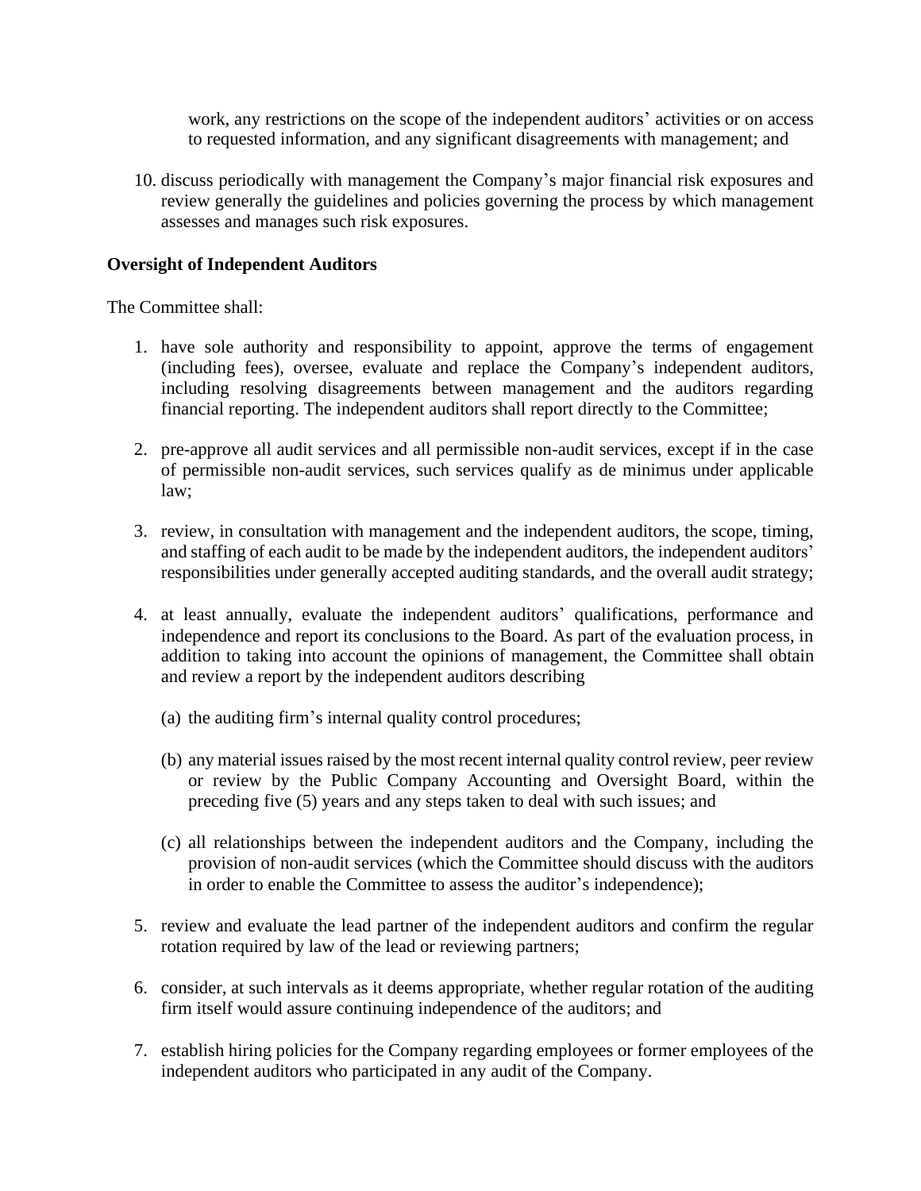work, any restrictions on the scope of the independent auditors' activities or on access to requested information, and any significant disagreements with management; and

10. discuss periodically with management the Company's major financial risk exposures and review generally the guidelines and policies governing the process by which management assesses and manages such risk exposures.

**Oversight of Independent Auditors**

The Committee shall:

1. have sole authority and responsibility to appoint, approve the terms of engagement (including fees), oversee, evaluate and replace the Company's independent auditors, including resolving disagreements between management and the auditors regarding financial reporting. The independent auditors shall report directly to the Committee;

2. pre-approve all audit services and all permissible non-audit services, except if in the case of permissible non-audit services, such services qualify as de minimus under applicable law;

3. review, in consultation with management and the independent auditors, the scope, timing, and staffing of each audit to be made by the independent auditors, the independent auditors' responsibilities under generally accepted auditing standards, and the overall audit strategy;

4. at least annually, evaluate the independent auditors' qualifications, performance and independence and report its conclusions to the Board. As part of the evaluation process, in addition to taking into account the opinions of management, the Committee shall obtain and review a report by the independent auditors describing

   (a) the auditing firm's internal quality control procedures;

   (b) any material issues raised by the most recent internal quality control review, peer review or review by the Public Company Accounting and Oversight Board, within the preceding five (5) years and any steps taken to deal with such issues; and

   (c) all relationships between the independent auditors and the Company, including the provision of non-audit services (which the Committee should discuss with the auditors in order to enable the Committee to assess the auditor's independence);

5. review and evaluate the lead partner of the independent auditors and confirm the regular rotation required by law of the lead or reviewing partners;

6. consider, at such intervals as it deems appropriate, whether regular rotation of the auditing firm itself would assure continuing independence of the auditors; and

7. establish hiring policies for the Company regarding employees or former employees of the independent auditors who participated in any audit of the Company.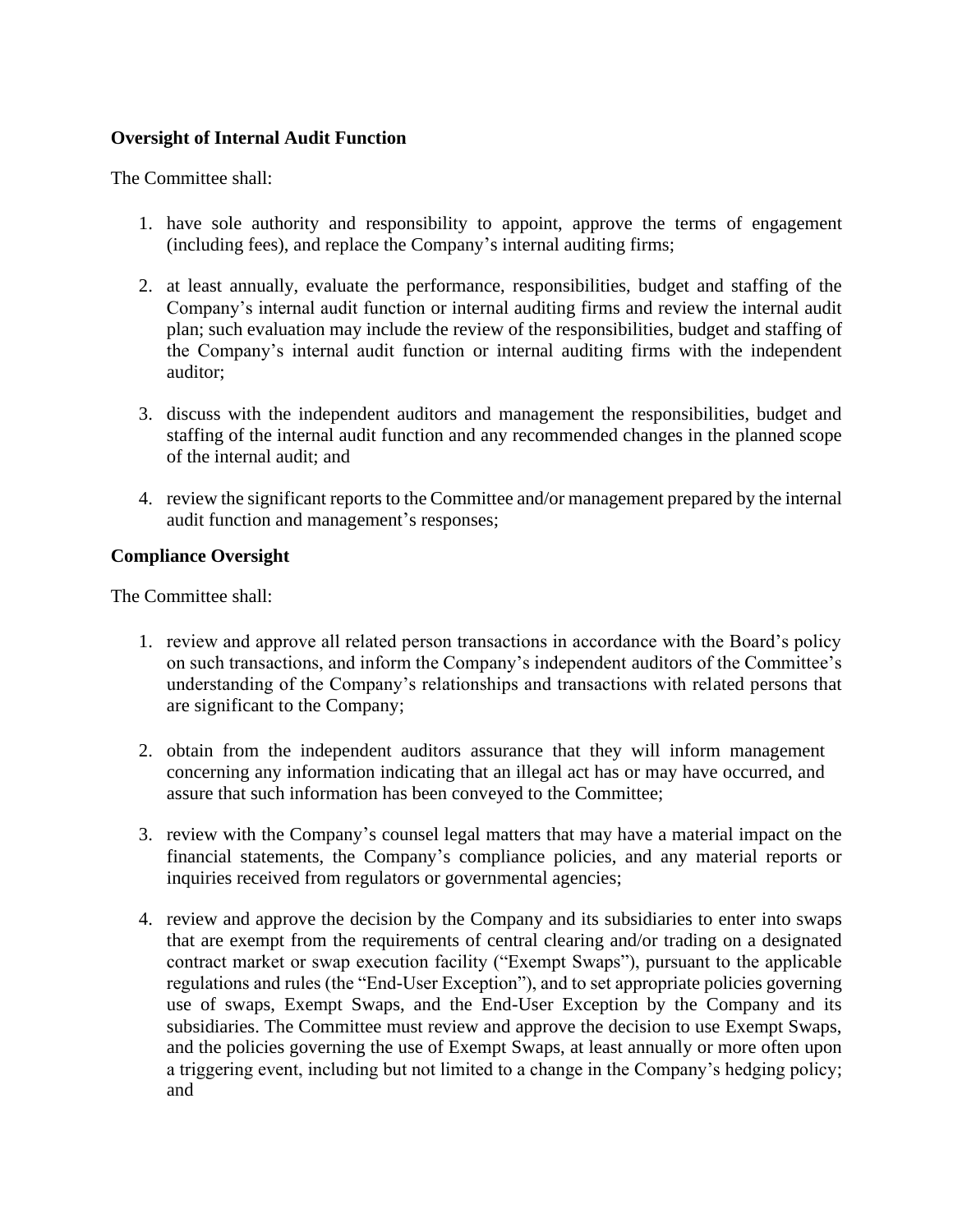**Oversight of Internal Audit Function**

The Committee shall:

1. have sole authority and responsibility to appoint, approve the terms of engagement (including fees), and replace the Company's internal auditing firms;

2. at least annually, evaluate the performance, responsibilities, budget and staffing of the Company's internal audit function or internal auditing firms and review the internal audit plan; such evaluation may include the review of the responsibilities, budget and staffing of the Company's internal audit function or internal auditing firms with the independent auditor;

3. discuss with the independent auditors and management the responsibilities, budget and staffing of the internal audit function and any recommended changes in the planned scope of the internal audit; and

4. review the significant reports to the Committee and/or management prepared by the internal audit function and management's responses;

**Compliance Oversight**

The Committee shall:

1. review and approve all related person transactions in accordance with the Board's policy on such transactions, and inform the Company's independent auditors of the Committee's understanding of the Company's relationships and transactions with related persons that are significant to the Company;

2. obtain from the independent auditors assurance that they will inform management concerning any information indicating that an illegal act has or may have occurred, and assure that such information has been conveyed to the Committee;

3. review with the Company's counsel legal matters that may have a material impact on the financial statements, the Company's compliance policies, and any material reports or inquiries received from regulators or governmental agencies;

4. review and approve the decision by the Company and its subsidiaries to enter into swaps that are exempt from the requirements of central clearing and/or trading on a designated contract market or swap execution facility ("Exempt Swaps"), pursuant to the applicable regulations and rules (the "End-User Exception"), and to set appropriate policies governing use of swaps, Exempt Swaps, and the End-User Exception by the Company and its subsidiaries. The Committee must review and approve the decision to use Exempt Swaps, and the policies governing the use of Exempt Swaps, at least annually or more often upon a triggering event, including but not limited to a change in the Company's hedging policy; and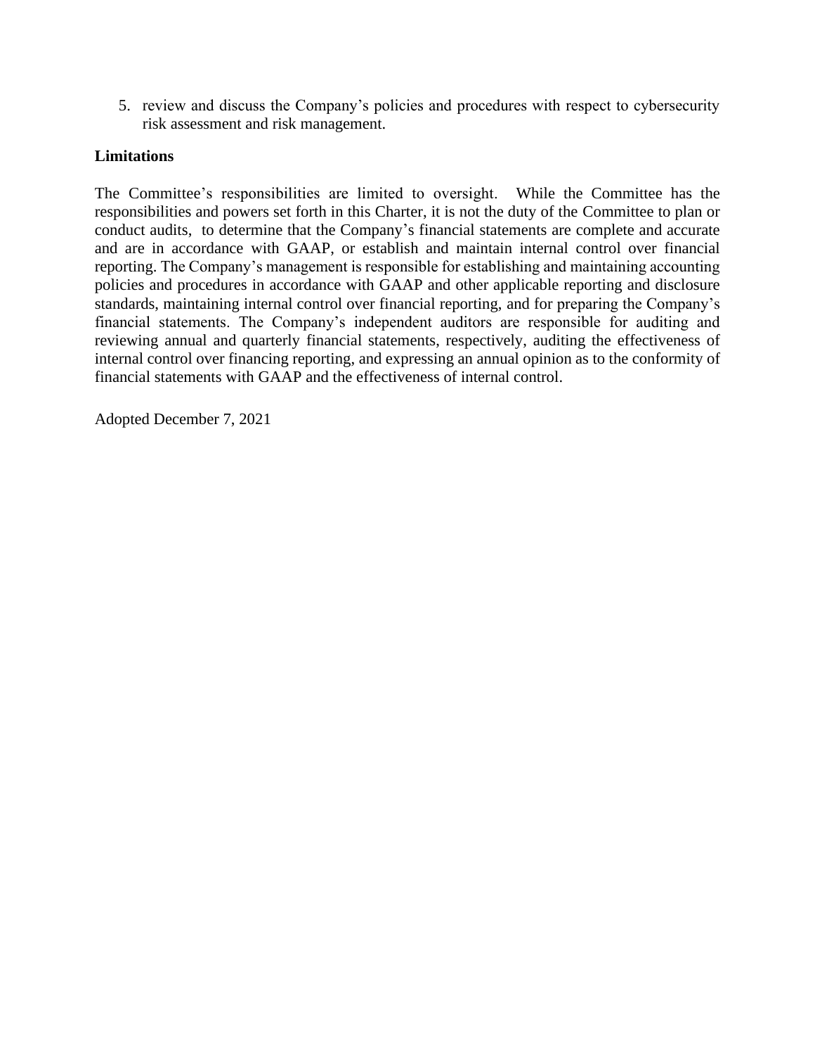5. review and discuss the Company's policies and procedures with respect to cybersecurity risk assessment and risk management.

**Limitations**

The Committee's responsibilities are limited to oversight. While the Committee has the responsibilities and powers set forth in this Charter, it is not the duty of the Committee to plan or conduct audits, to determine that the Company's financial statements are complete and accurate and are in accordance with GAAP, or establish and maintain internal control over financial reporting. The Company's management is responsible for establishing and maintaining accounting policies and procedures in accordance with GAAP and other applicable reporting and disclosure standards, maintaining internal control over financial reporting, and for preparing the Company's financial statements. The Company's independent auditors are responsible for auditing and reviewing annual and quarterly financial statements, respectively, auditing the effectiveness of internal control over financing reporting, and expressing an annual opinion as to the conformity of financial statements with GAAP and the effectiveness of internal control.

Adopted December 7, 2021